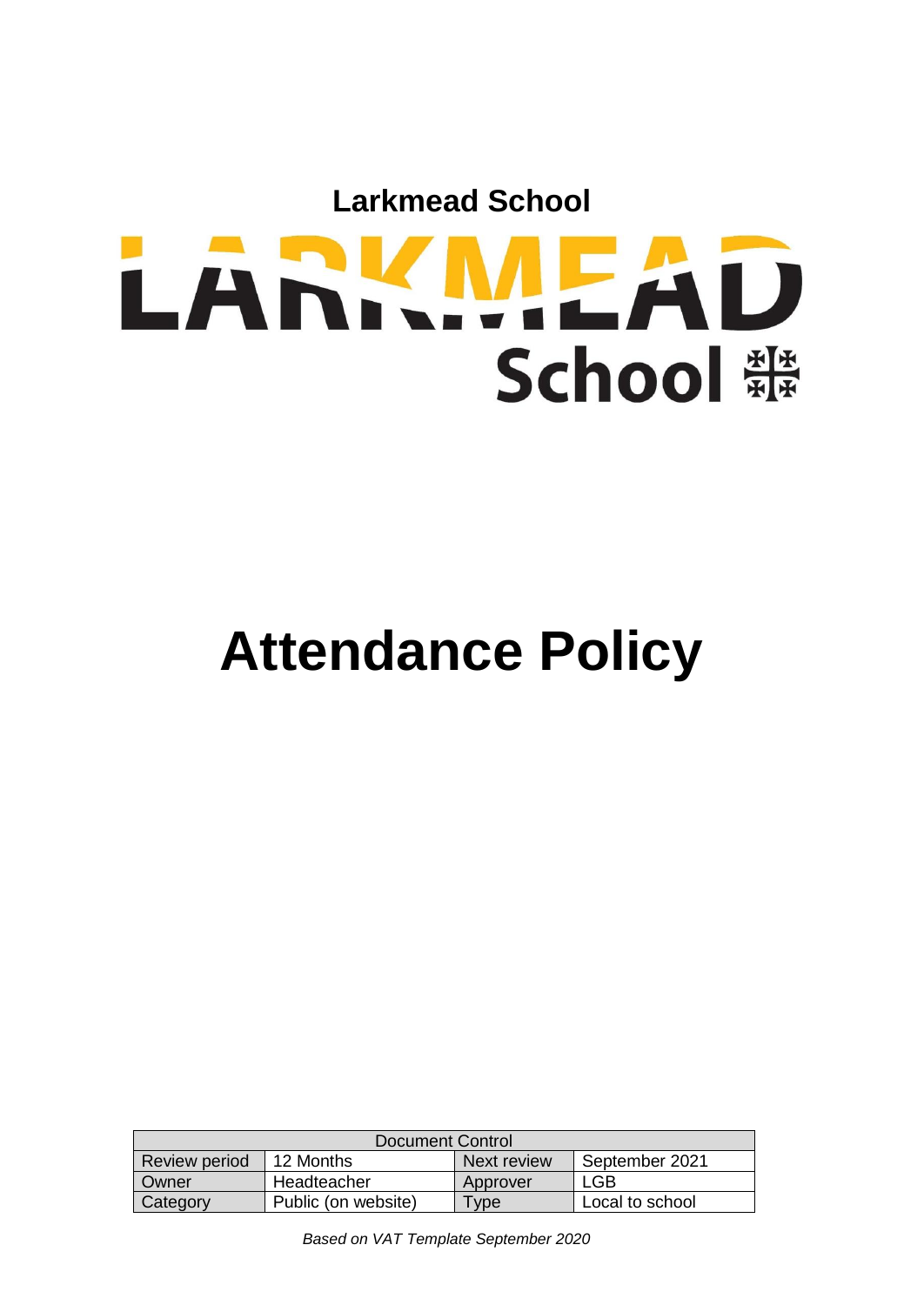**Larkmead School**

# Attendance Policy

| Document Control | | | |
|---|---|---|---|
| Review period | 12 Months | Next review | September 2021 |
| Owner | Headteacher | Approver | LGB |
| Category | Public (on website) | Type | Local to school |

*Based on VAT Template September 2020*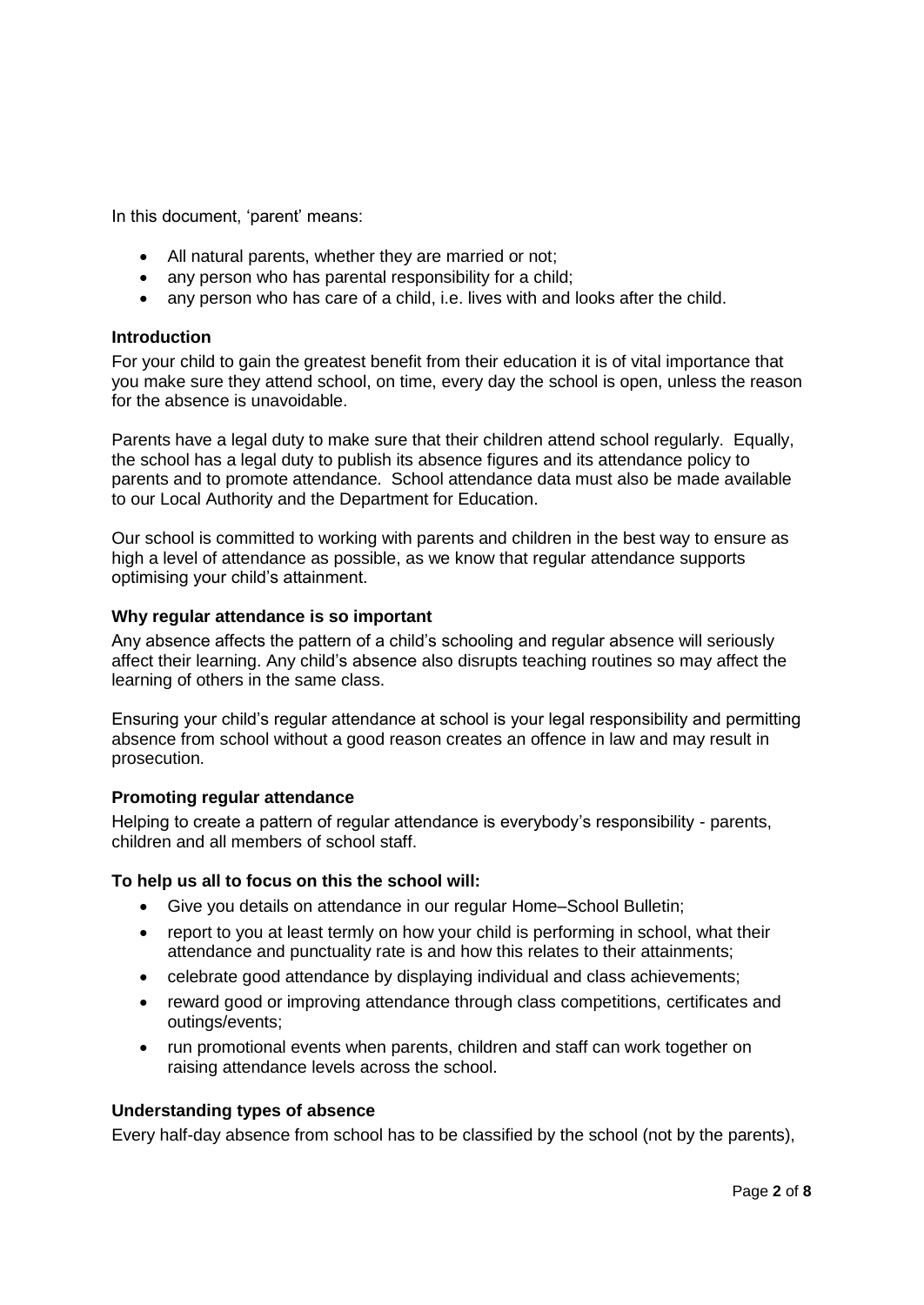In this document, 'parent' means:

- All natural parents, whether they are married or not;
- any person who has parental responsibility for a child;
- any person who has care of a child, i.e. lives with and looks after the child.

### Introduction

For your child to gain the greatest benefit from their education it is of vital importance that you make sure they attend school, on time, every day the school is open, unless the reason for the absence is unavoidable.

Parents have a legal duty to make sure that their children attend school regularly. Equally, the school has a legal duty to publish its absence figures and its attendance policy to parents and to promote attendance. School attendance data must also be made available to our Local Authority and the Department for Education.

Our school is committed to working with parents and children in the best way to ensure as high a level of attendance as possible, as we know that regular attendance supports optimising your child's attainment.

### Why regular attendance is so important

Any absence affects the pattern of a child's schooling and regular absence will seriously affect their learning. Any child's absence also disrupts teaching routines so may affect the learning of others in the same class.

Ensuring your child's regular attendance at school is your legal responsibility and permitting absence from school without a good reason creates an offence in law and may result in prosecution.

### Promoting regular attendance

Helping to create a pattern of regular attendance is everybody's responsibility - parents, children and all members of school staff.

### To help us all to focus on this the school will:

- Give you details on attendance in our regular Home–School Bulletin;
- report to you at least termly on how your child is performing in school, what their attendance and punctuality rate is and how this relates to their attainments;
- celebrate good attendance by displaying individual and class achievements;
- reward good or improving attendance through class competitions, certificates and outings/events;
- run promotional events when parents, children and staff can work together on raising attendance levels across the school.

### Understanding types of absence

Every half-day absence from school has to be classified by the school (not by the parents),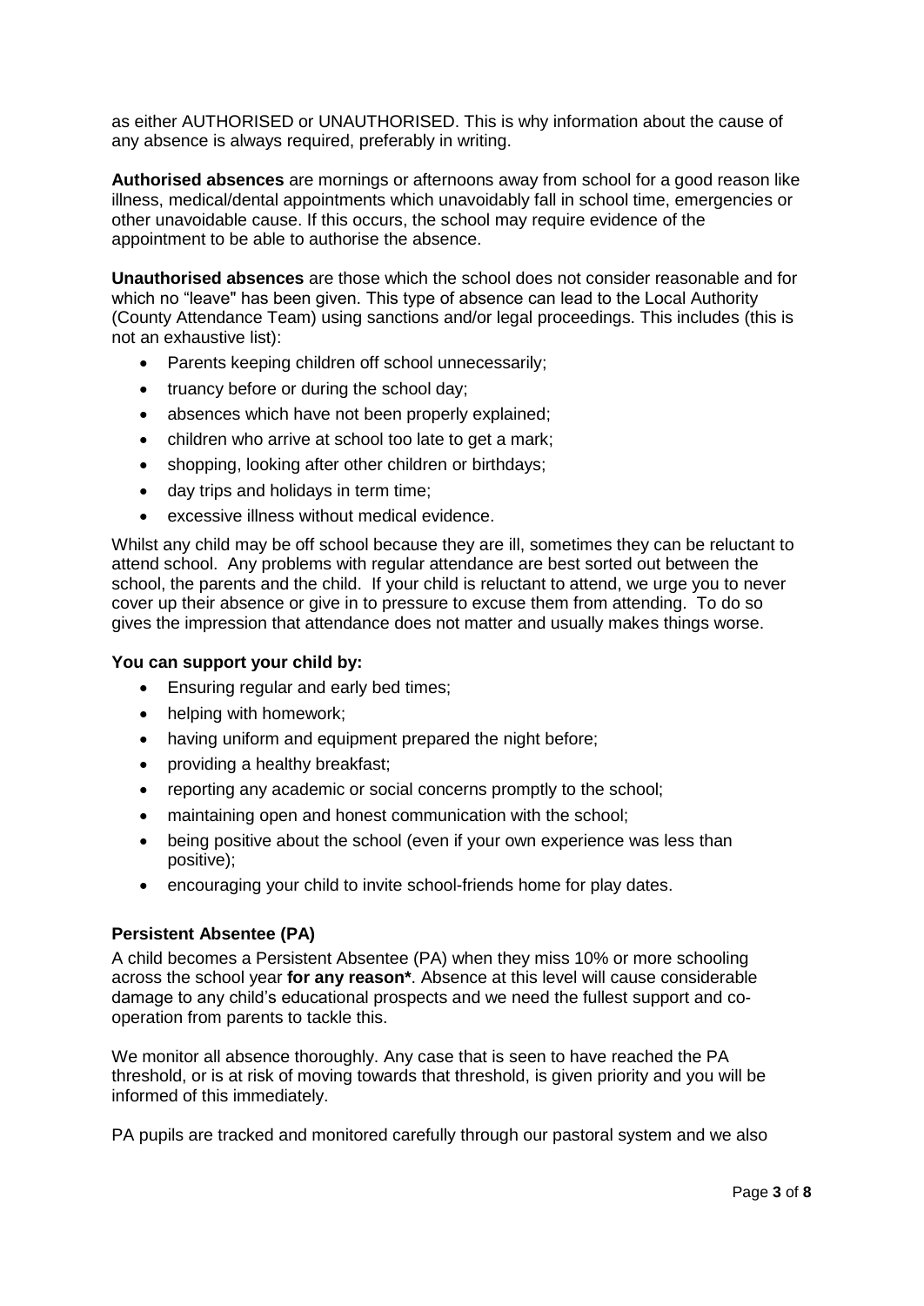as either AUTHORISED or UNAUTHORISED. This is why information about the cause of any absence is always required, preferably in writing.

**Authorised absences** are mornings or afternoons away from school for a good reason like illness, medical/dental appointments which unavoidably fall in school time, emergencies or other unavoidable cause. If this occurs, the school may require evidence of the appointment to be able to authorise the absence.

**Unauthorised absences** are those which the school does not consider reasonable and for which no "leave" has been given. This type of absence can lead to the Local Authority (County Attendance Team) using sanctions and/or legal proceedings. This includes (this is not an exhaustive list):

- Parents keeping children off school unnecessarily;
- truancy before or during the school day;
- absences which have not been properly explained;
- children who arrive at school too late to get a mark;
- shopping, looking after other children or birthdays;
- day trips and holidays in term time;
- excessive illness without medical evidence.

Whilst any child may be off school because they are ill, sometimes they can be reluctant to attend school. Any problems with regular attendance are best sorted out between the school, the parents and the child. If your child is reluctant to attend, we urge you to never cover up their absence or give in to pressure to excuse them from attending. To do so gives the impression that attendance does not matter and usually makes things worse.

**You can support your child by:**

- Ensuring regular and early bed times;
- helping with homework;
- having uniform and equipment prepared the night before;
- providing a healthy breakfast;
- reporting any academic or social concerns promptly to the school;
- maintaining open and honest communication with the school;
- being positive about the school (even if your own experience was less than positive);
- encouraging your child to invite school-friends home for play dates.

**Persistent Absentee (PA)**

A child becomes a Persistent Absentee (PA) when they miss 10% or more schooling across the school year **for any reason***. Absence at this level will cause considerable damage to any child's educational prospects and we need the fullest support and co-operation from parents to tackle this.

We monitor all absence thoroughly. Any case that is seen to have reached the PA threshold, or is at risk of moving towards that threshold, is given priority and you will be informed of this immediately.

PA pupils are tracked and monitored carefully through our pastoral system and we also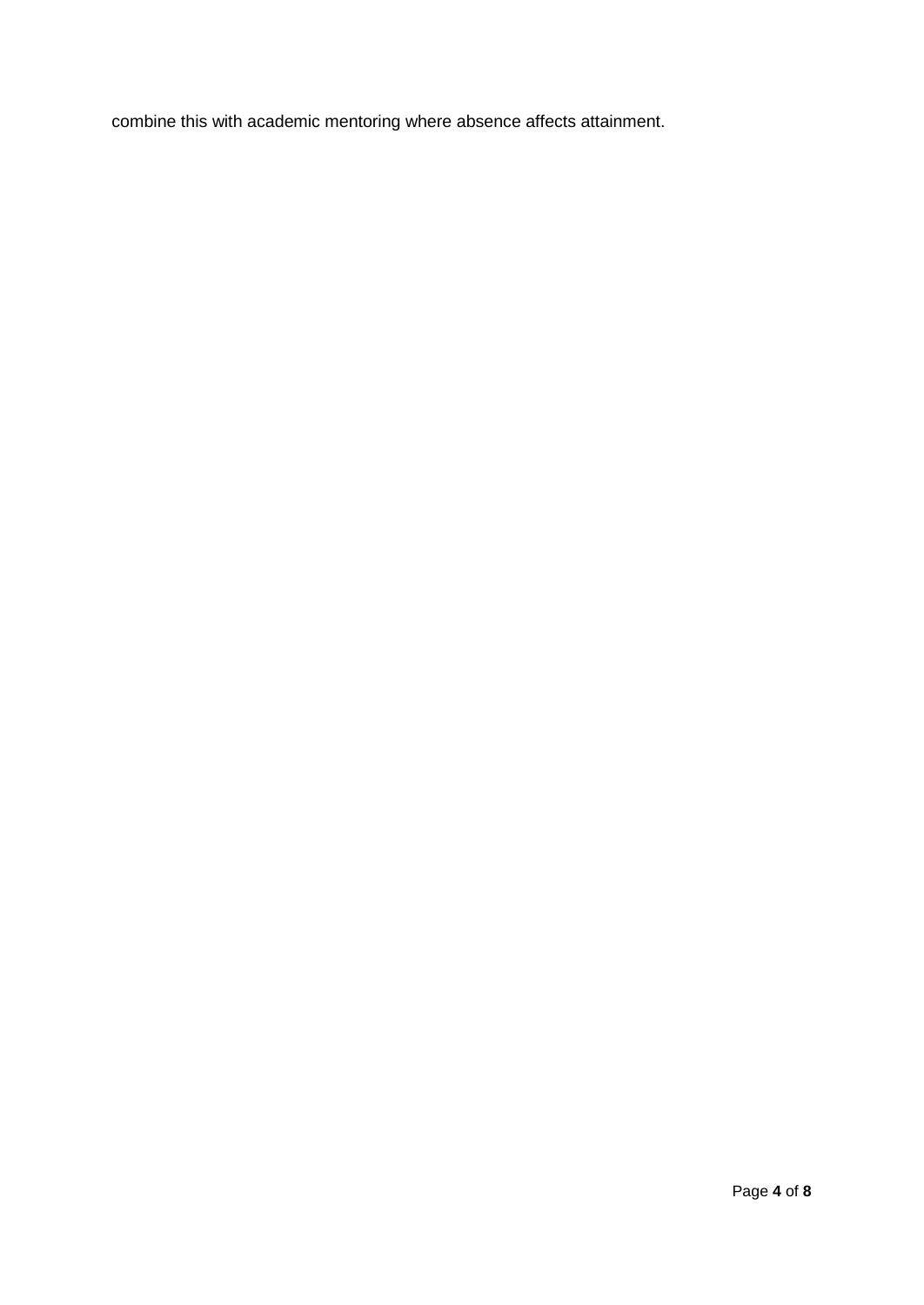combine this with academic mentoring where absence affects attainment.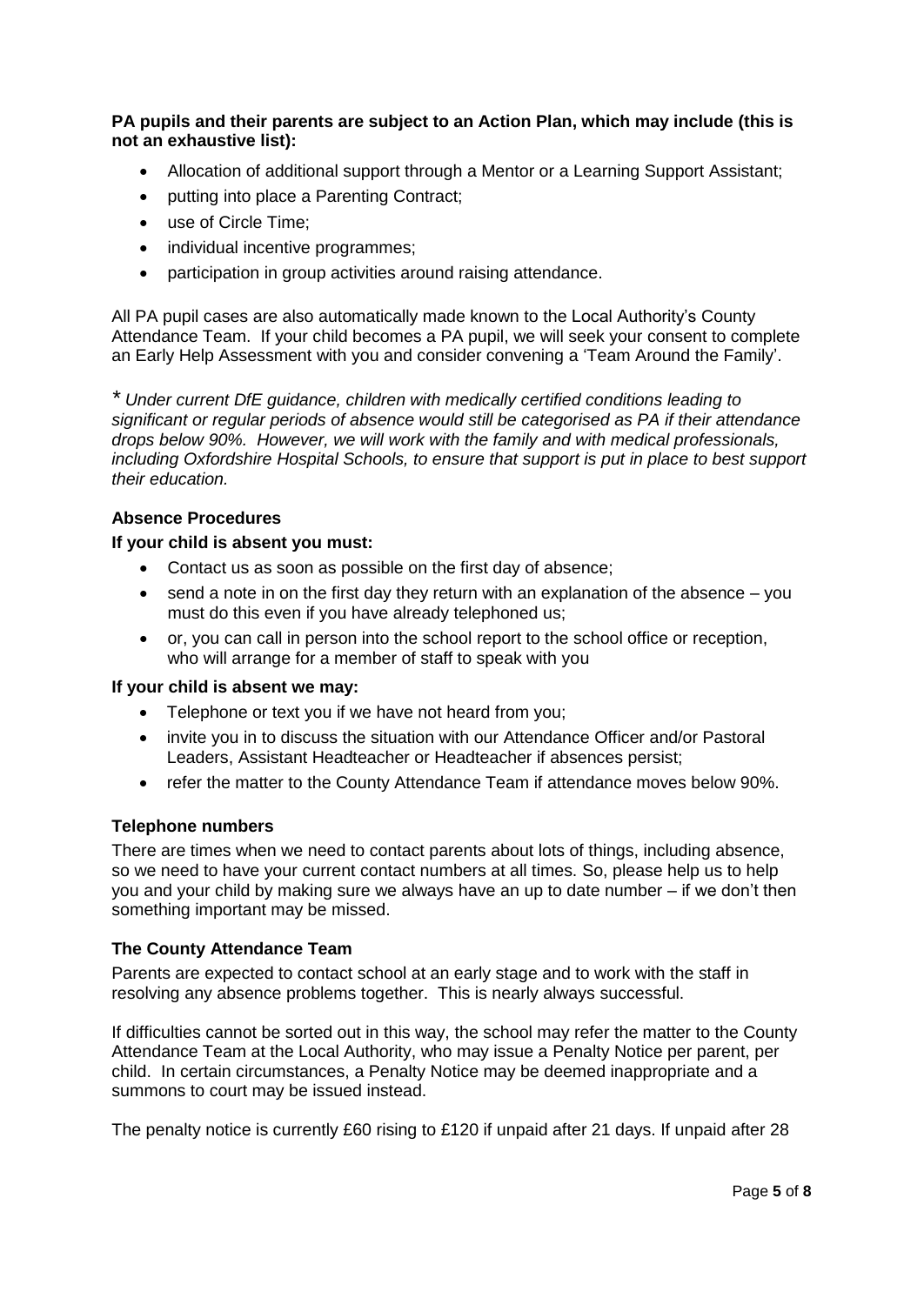**PA pupils and their parents are subject to an Action Plan, which may include (this is not an exhaustive list):**

- Allocation of additional support through a Mentor or a Learning Support Assistant;
- putting into place a Parenting Contract;
- use of Circle Time;
- individual incentive programmes;
- participation in group activities around raising attendance.

All PA pupil cases are also automatically made known to the Local Authority's County Attendance Team. If your child becomes a PA pupil, we will seek your consent to complete an Early Help Assessment with you and consider convening a 'Team Around the Family'.

\* *Under current DfE guidance, children with medically certified conditions leading to significant or regular periods of absence would still be categorised as PA if their attendance drops below 90%. However, we will work with the family and with medical professionals, including Oxfordshire Hospital Schools, to ensure that support is put in place to best support their education.*

**Absence Procedures**

**If your child is absent you must:**

- Contact us as soon as possible on the first day of absence;
- send a note in on the first day they return with an explanation of the absence – you must do this even if you have already telephoned us;
- or, you can call in person into the school report to the school office or reception, who will arrange for a member of staff to speak with you

**If your child is absent we may:**

- Telephone or text you if we have not heard from you;
- invite you in to discuss the situation with our Attendance Officer and/or Pastoral Leaders, Assistant Headteacher or Headteacher if absences persist;
- refer the matter to the County Attendance Team if attendance moves below 90%.

**Telephone numbers**

There are times when we need to contact parents about lots of things, including absence, so we need to have your current contact numbers at all times. So, please help us to help you and your child by making sure we always have an up to date number – if we don't then something important may be missed.

**The County Attendance Team**

Parents are expected to contact school at an early stage and to work with the staff in resolving any absence problems together. This is nearly always successful.

If difficulties cannot be sorted out in this way, the school may refer the matter to the County Attendance Team at the Local Authority, who may issue a Penalty Notice per parent, per child. In certain circumstances, a Penalty Notice may be deemed inappropriate and a summons to court may be issued instead.

The penalty notice is currently £60 rising to £120 if unpaid after 21 days. If unpaid after 28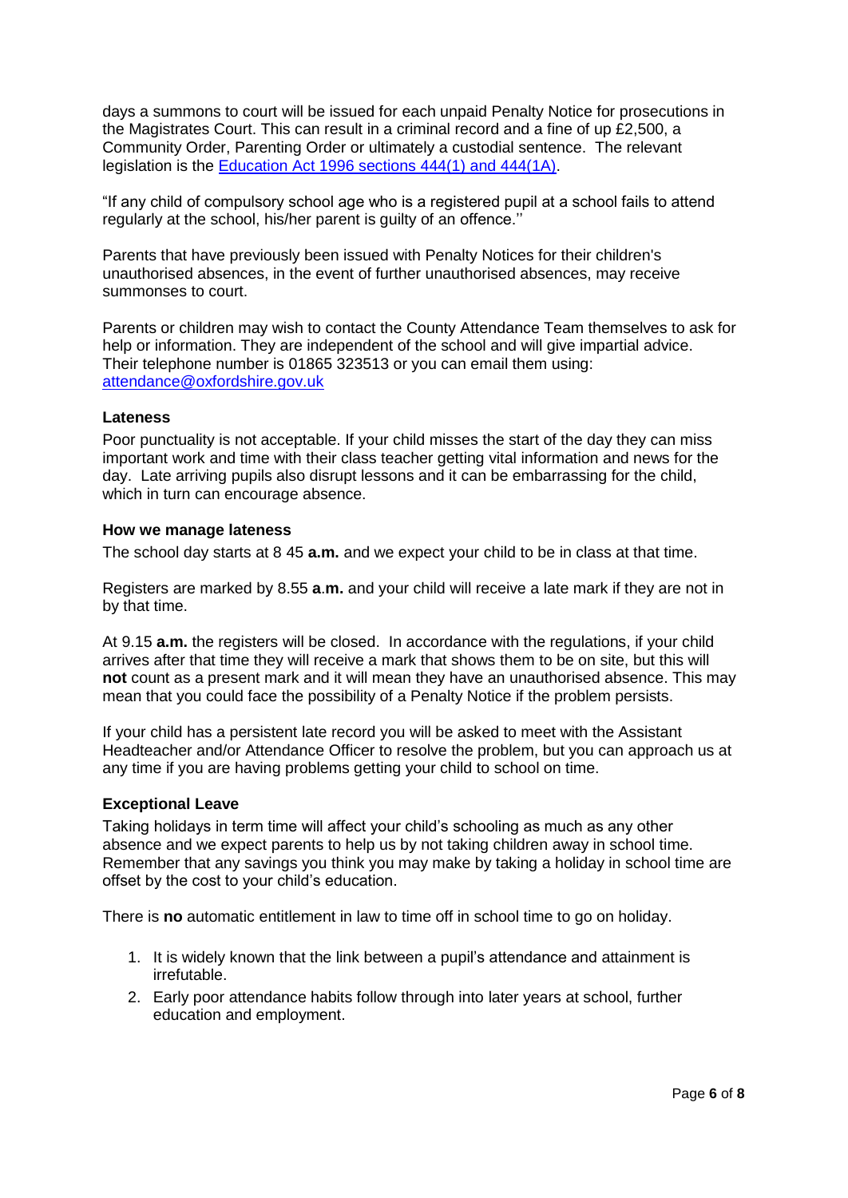days a summons to court will be issued for each unpaid Penalty Notice for prosecutions in the Magistrates Court. This can result in a criminal record and a fine of up £2,500, a Community Order, Parenting Order or ultimately a custodial sentence. The relevant legislation is the [Education Act 1996 sections 444(1) and 444(1A)](#).

"If any child of compulsory school age who is a registered pupil at a school fails to attend regularly at the school, his/her parent is guilty of an offence.''

Parents that have previously been issued with Penalty Notices for their children's unauthorised absences, in the event of further unauthorised absences, may receive summonses to court.

Parents or children may wish to contact the County Attendance Team themselves to ask for help or information. They are independent of the school and will give impartial advice. Their telephone number is 01865 323513 or you can email them using: [attendance@oxfordshire.gov.uk](mailto:attendance@oxfordshire.gov.uk)

### Lateness

Poor punctuality is not acceptable. If your child misses the start of the day they can miss important work and time with their class teacher getting vital information and news for the day. Late arriving pupils also disrupt lessons and it can be embarrassing for the child, which in turn can encourage absence.

### How we manage lateness

The school day starts at 8 45 **a.m.** and we expect your child to be in class at that time.

Registers are marked by 8.55 **a**.**m.** and your child will receive a late mark if they are not in by that time.

At 9.15 **a.m.** the registers will be closed. In accordance with the regulations, if your child arrives after that time they will receive a mark that shows them to be on site, but this will **not** count as a present mark and it will mean they have an unauthorised absence. This may mean that you could face the possibility of a Penalty Notice if the problem persists.

If your child has a persistent late record you will be asked to meet with the Assistant Headteacher and/or Attendance Officer to resolve the problem, but you can approach us at any time if you are having problems getting your child to school on time.

### Exceptional Leave

Taking holidays in term time will affect your child's schooling as much as any other absence and we expect parents to help us by not taking children away in school time. Remember that any savings you think you may make by taking a holiday in school time are offset by the cost to your child's education.

There is **no** automatic entitlement in law to time off in school time to go on holiday.

1. It is widely known that the link between a pupil's attendance and attainment is irrefutable.
2. Early poor attendance habits follow through into later years at school, further education and employment.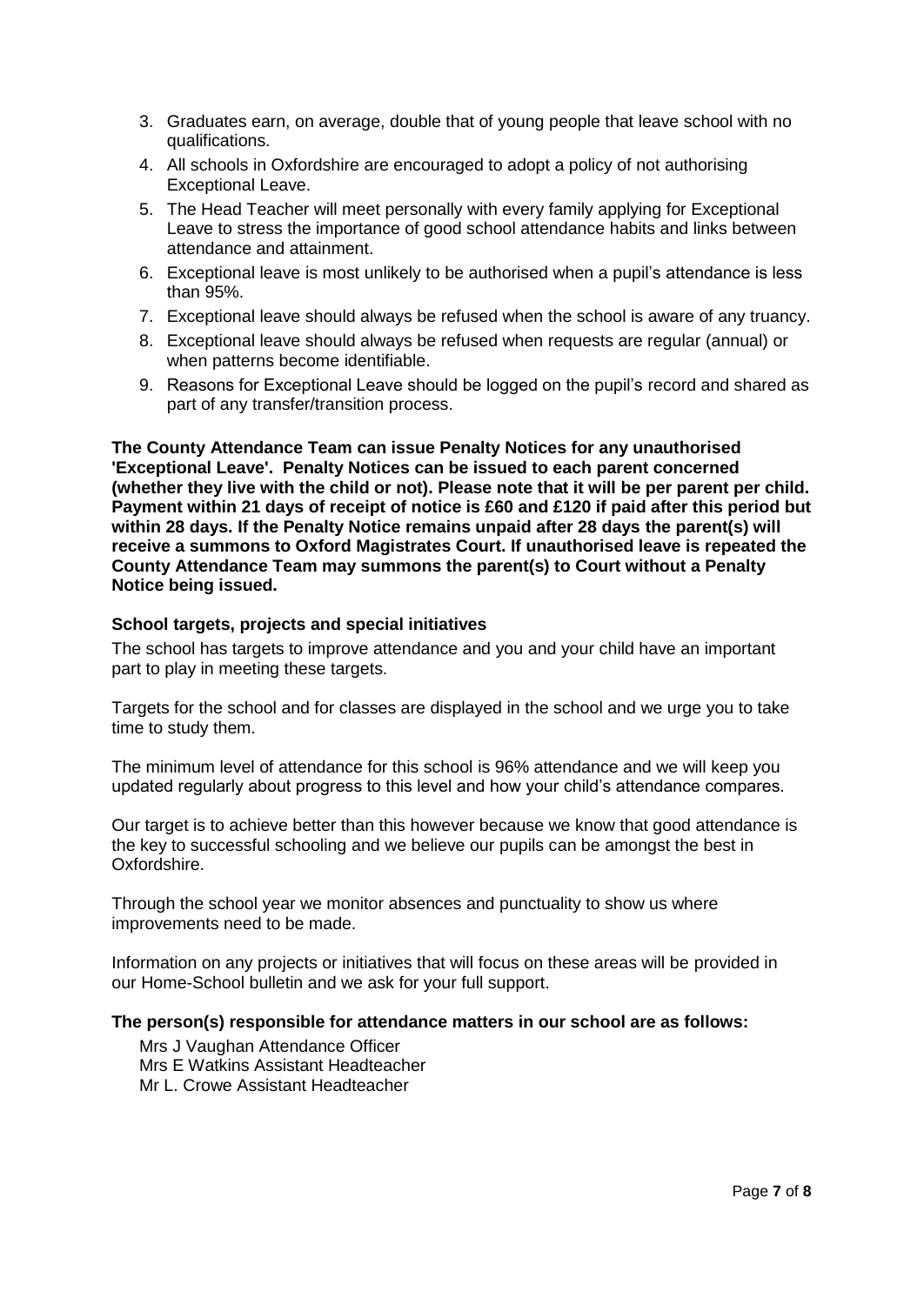3. Graduates earn, on average, double that of young people that leave school with no qualifications.
4. All schools in Oxfordshire are encouraged to adopt a policy of not authorising Exceptional Leave.
5. The Head Teacher will meet personally with every family applying for Exceptional Leave to stress the importance of good school attendance habits and links between attendance and attainment.
6. Exceptional leave is most unlikely to be authorised when a pupil's attendance is less than 95%.
7. Exceptional leave should always be refused when the school is aware of any truancy.
8. Exceptional leave should always be refused when requests are regular (annual) or when patterns become identifiable.
9. Reasons for Exceptional Leave should be logged on the pupil's record and shared as part of any transfer/transition process.

**The County Attendance Team can issue Penalty Notices for any unauthorised 'Exceptional Leave'. Penalty Notices can be issued to each parent concerned (whether they live with the child or not). Please note that it will be per parent per child. Payment within 21 days of receipt of notice is £60 and £120 if paid after this period but within 28 days. If the Penalty Notice remains unpaid after 28 days the parent(s) will receive a summons to Oxford Magistrates Court. If unauthorised leave is repeated the County Attendance Team may summons the parent(s) to Court without a Penalty Notice being issued.**

### School targets, projects and special initiatives

The school has targets to improve attendance and you and your child have an important part to play in meeting these targets.

Targets for the school and for classes are displayed in the school and we urge you to take time to study them.

The minimum level of attendance for this school is 96% attendance and we will keep you updated regularly about progress to this level and how your child's attendance compares.

Our target is to achieve better than this however because we know that good attendance is the key to successful schooling and we believe our pupils can be amongst the best in Oxfordshire.

Through the school year we monitor absences and punctuality to show us where improvements need to be made.

Information on any projects or initiatives that will focus on these areas will be provided in our Home-School bulletin and we ask for your full support.

### The person(s) responsible for attendance matters in our school are as follows:

Mrs J Vaughan Attendance Officer
Mrs E Watkins Assistant Headteacher
Mr L. Crowe Assistant Headteacher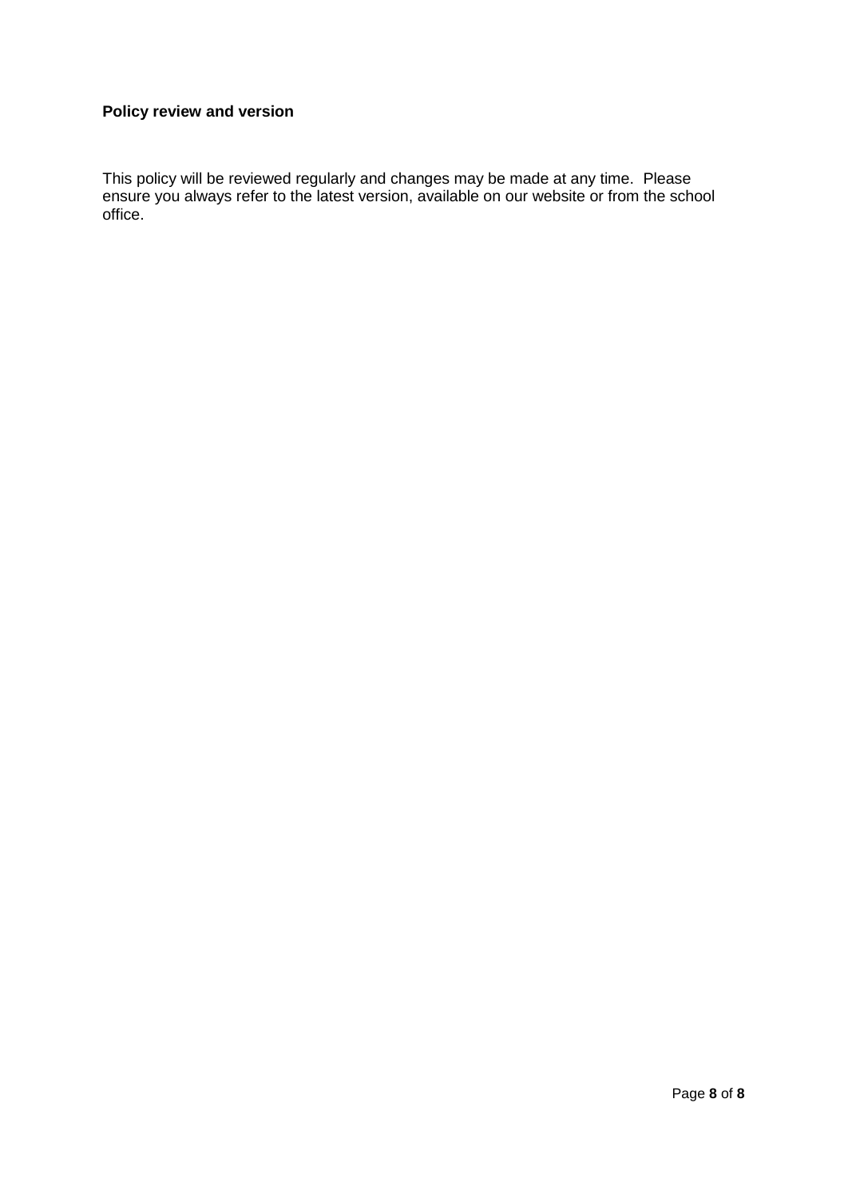**Policy review and version**

This policy will be reviewed regularly and changes may be made at any time. Please ensure you always refer to the latest version, available on our website or from the school office.